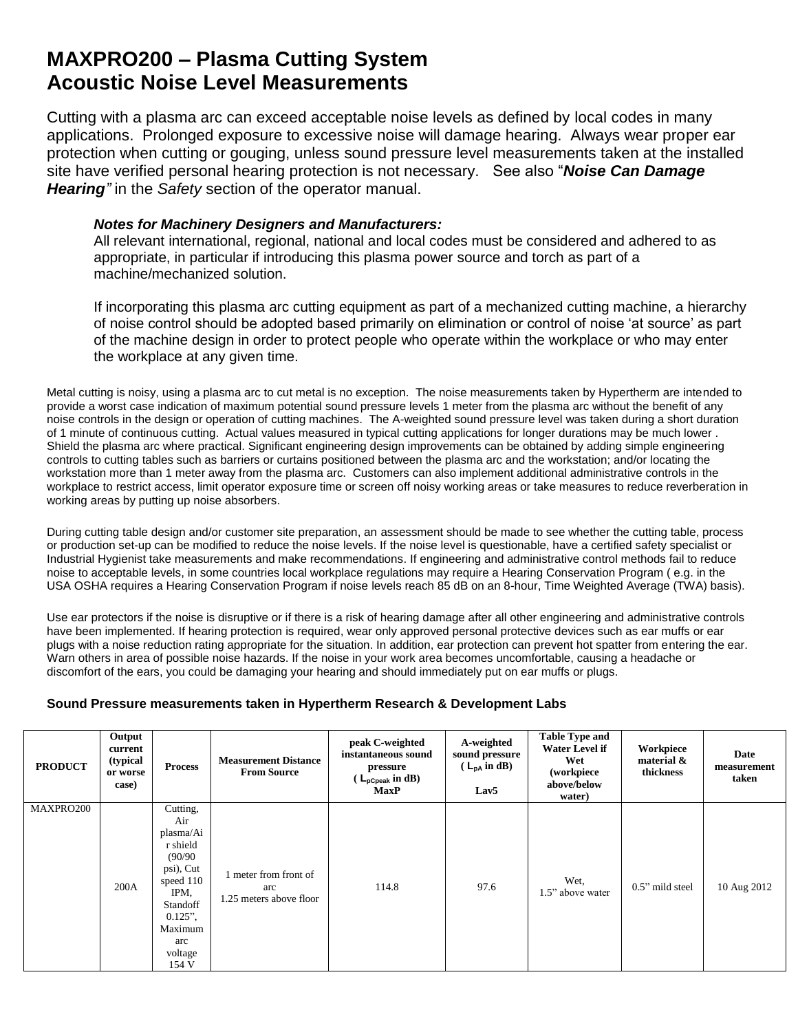# MAXPRO200 – Plasma Cutting System
# Acoustic Noise Level Measurements

Cutting with a plasma arc can exceed acceptable noise levels as defined by local codes in many applications. Prolonged exposure to excessive noise will damage hearing. Always wear proper ear protection when cutting or gouging, unless sound pressure level measurements taken at the installed site have verified personal hearing protection is not necessary. See also "***Noise Can Damage Hearing"*** in the *Safety* section of the operator manual.

> ***Notes for Machinery Designers and Manufacturers:***
> All relevant international, regional, national and local codes must be considered and adhered to as appropriate, in particular if introducing this plasma power source and torch as part of a machine/mechanized solution.
>
> If incorporating this plasma arc cutting equipment as part of a mechanized cutting machine, a hierarchy of noise control should be adopted based primarily on elimination or control of noise 'at source' as part of the machine design in order to protect people who operate within the workplace or who may enter the workplace at any given time.

Metal cutting is noisy, using a plasma arc to cut metal is no exception. The noise measurements taken by Hypertherm are intended to provide a worst case indication of maximum potential sound pressure levels 1 meter from the plasma arc without the benefit of any noise controls in the design or operation of cutting machines. The A-weighted sound pressure level was taken during a short duration of 1 minute of continuous cutting. Actual values measured in typical cutting applications for longer durations may be much lower . Shield the plasma arc where practical. Significant engineering design improvements can be obtained by adding simple engineering controls to cutting tables such as barriers or curtains positioned between the plasma arc and the workstation; and/or locating the workstation more than 1 meter away from the plasma arc. Customers can also implement additional administrative controls in the workplace to restrict access, limit operator exposure time or screen off noisy working areas or take measures to reduce reverberation in working areas by putting up noise absorbers.

During cutting table design and/or customer site preparation, an assessment should be made to see whether the cutting table, process or production set-up can be modified to reduce the noise levels. If the noise level is questionable, have a certified safety specialist or Industrial Hygienist take measurements and make recommendations. If engineering and administrative control methods fail to reduce noise to acceptable levels, in some countries local workplace regulations may require a Hearing Conservation Program ( e.g. in the USA OSHA requires a Hearing Conservation Program if noise levels reach 85 dB on an 8-hour, Time Weighted Average (TWA) basis).

Use ear protectors if the noise is disruptive or if there is a risk of hearing damage after all other engineering and administrative controls have been implemented. If hearing protection is required, wear only approved personal protective devices such as ear muffs or ear plugs with a noise reduction rating appropriate for the situation. In addition, ear protection can prevent hot spatter from entering the ear. Warn others in area of possible noise hazards. If the noise in your work area becomes uncomfortable, causing a headache or discomfort of the ears, you could be damaging your hearing and should immediately put on ear muffs or plugs.

**Sound Pressure measurements taken in Hypertherm Research & Development Labs**

| PRODUCT | Output current (typical or worse case) | Process | Measurement Distance From Source | peak C-weighted instantaneous sound pressure ( $L_{pCpeak}$ in dB) MaxP | A-weighted sound pressure ( $L_{pA}$ in dB) Lav5 | Table Type and Water Level if Wet (workpiece above/below water) | Workpiece material & thickness | Date measurement taken |
|---|---|---|---|---|---|---|---|---|
| MAXPRO200 | 200A | Cutting, Air plasma/Air shield (90/90 psi), Cut speed 110 IPM, Standoff 0.125", Maximum arc voltage 154 V | 1 meter from front of arc 1.25 meters above floor | 114.8 | 97.6 | Wet, 1.5" above water | 0.5" mild steel | 10 Aug 2012 |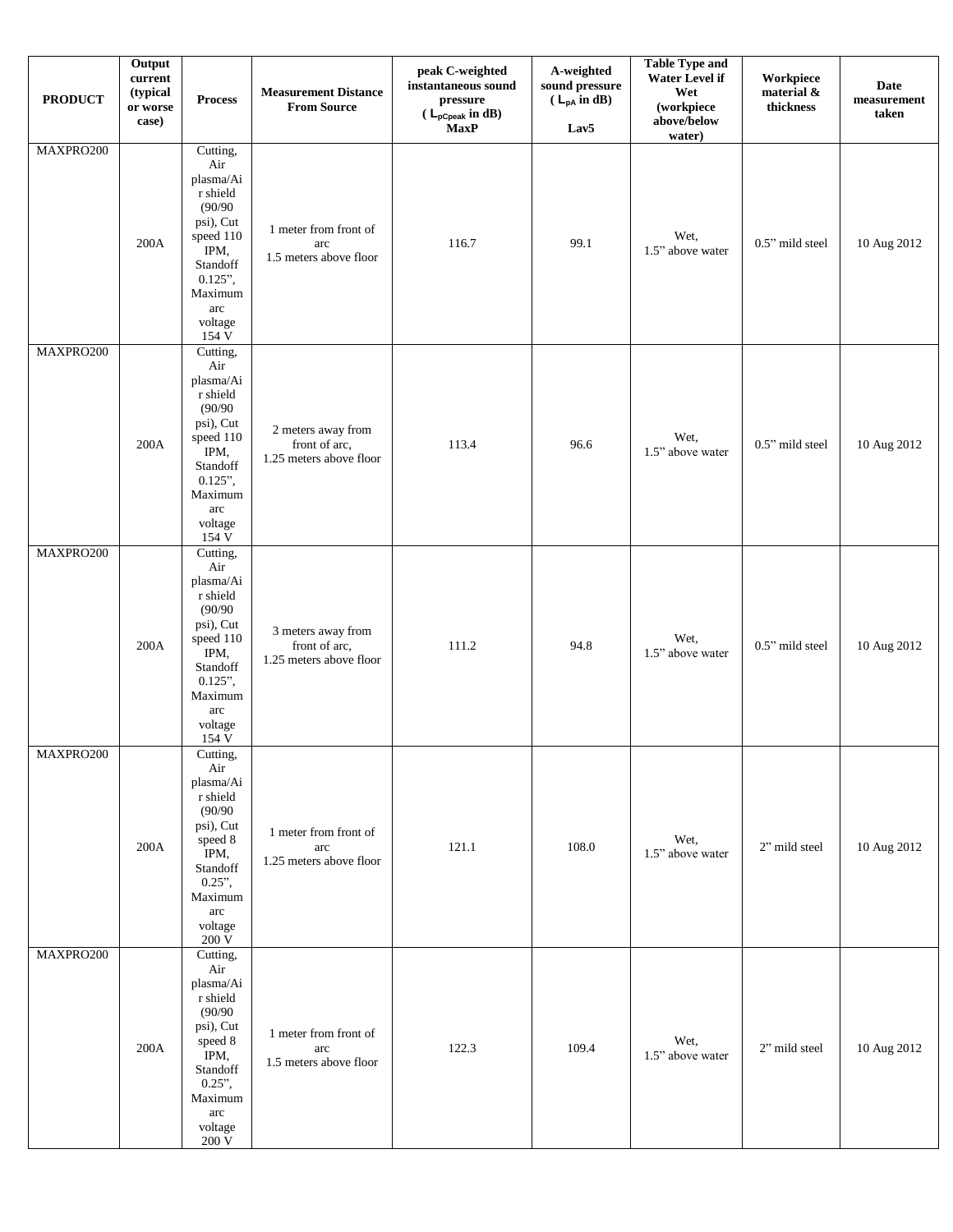| PRODUCT | Output current (typical or worse case) | Process | Measurement Distance From Source | peak C-weighted instantaneous sound pressure ( $L_{pCpeak}$ in dB) MaxP | A-weighted sound pressure ( $L_{pA}$ in dB) Lav5 | Table Type and Water Level if Wet (workpiece above/below water) | Workpiece material & thickness | Date measurement taken |
|---|---|---|---|---|---|---|---|---|
| MAXPRO200 | 200A | Cutting, Air plasma/Air shield (90/90 psi), Cut speed 110 IPM, Standoff 0.125", Maximum arc voltage 154 V | 1 meter from front of arc 1.5 meters above floor | 116.7 | 99.1 | Wet, 1.5" above water | 0.5" mild steel | 10 Aug 2012 |
| MAXPRO200 | 200A | Cutting, Air plasma/Air shield (90/90 psi), Cut speed 110 IPM, Standoff 0.125", Maximum arc voltage 154 V | 2 meters away from front of arc, 1.25 meters above floor | 113.4 | 96.6 | Wet, 1.5" above water | 0.5" mild steel | 10 Aug 2012 |
| MAXPRO200 | 200A | Cutting, Air plasma/Air shield (90/90 psi), Cut speed 110 IPM, Standoff 0.125", Maximum arc voltage 154 V | 3 meters away from front of arc, 1.25 meters above floor | 111.2 | 94.8 | Wet, 1.5" above water | 0.5" mild steel | 10 Aug 2012 |
| MAXPRO200 | 200A | Cutting, Air plasma/Air shield (90/90 psi), Cut speed 8 IPM, Standoff 0.25", Maximum arc voltage 200 V | 1 meter from front of arc 1.25 meters above floor | 121.1 | 108.0 | Wet, 1.5" above water | 2" mild steel | 10 Aug 2012 |
| MAXPRO200 | 200A | Cutting, Air plasma/Air shield (90/90 psi), Cut speed 8 IPM, Standoff 0.25", Maximum arc voltage 200 V | 1 meter from front of arc 1.5 meters above floor | 122.3 | 109.4 | Wet, 1.5" above water | 2" mild steel | 10 Aug 2012 |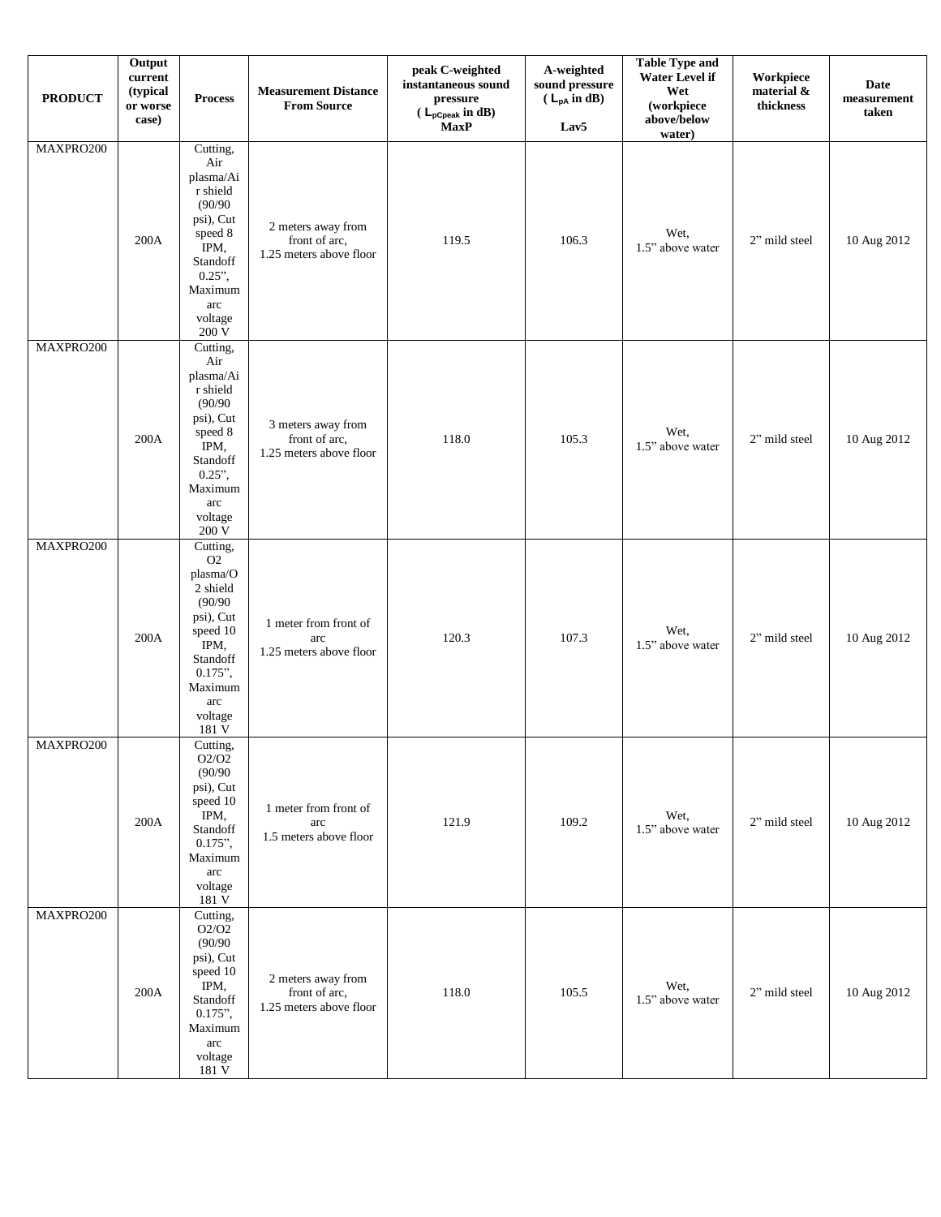| PRODUCT | Output current (typical or worse case) | Process | Measurement Distance From Source | peak C-weighted instantaneous sound pressure ( $L_{pCpeak}$ in dB) MaxP | A-weighted sound pressure ( $L_{pA}$ in dB) Lav5 | Table Type and Water Level if Wet (workpiece above/below water) | Workpiece material & thickness | Date measurement taken |
|---|---|---|---|---|---|---|---|---|
| MAXPRO200 | 200A | Cutting, Air plasma/Air shield (90/90 psi), Cut speed 8 IPM, Standoff 0.25", Maximum arc voltage 200 V | 2 meters away from front of arc, 1.25 meters above floor | 119.5 | 106.3 | Wet, 1.5" above water | 2" mild steel | 10 Aug 2012 |
| MAXPRO200 | 200A | Cutting, Air plasma/Air shield (90/90 psi), Cut speed 8 IPM, Standoff 0.25", Maximum arc voltage 200 V | 3 meters away from front of arc, 1.25 meters above floor | 118.0 | 105.3 | Wet, 1.5" above water | 2" mild steel | 10 Aug 2012 |
| MAXPRO200 | 200A | Cutting, O2 plasma/O2 shield (90/90 psi), Cut speed 10 IPM, Standoff 0.175", Maximum arc voltage 181 V | 1 meter from front of arc 1.25 meters above floor | 120.3 | 107.3 | Wet, 1.5" above water | 2" mild steel | 10 Aug 2012 |
| MAXPRO200 | 200A | Cutting, O2/O2 (90/90 psi), Cut speed 10 IPM, Standoff 0.175", Maximum arc voltage 181 V | 1 meter from front of arc 1.5 meters above floor | 121.9 | 109.2 | Wet, 1.5" above water | 2" mild steel | 10 Aug 2012 |
| MAXPRO200 | 200A | Cutting, O2/O2 (90/90 psi), Cut speed 10 IPM, Standoff 0.175", Maximum arc voltage 181 V | 2 meters away from front of arc, 1.25 meters above floor | 118.0 | 105.5 | Wet, 1.5" above water | 2" mild steel | 10 Aug 2012 |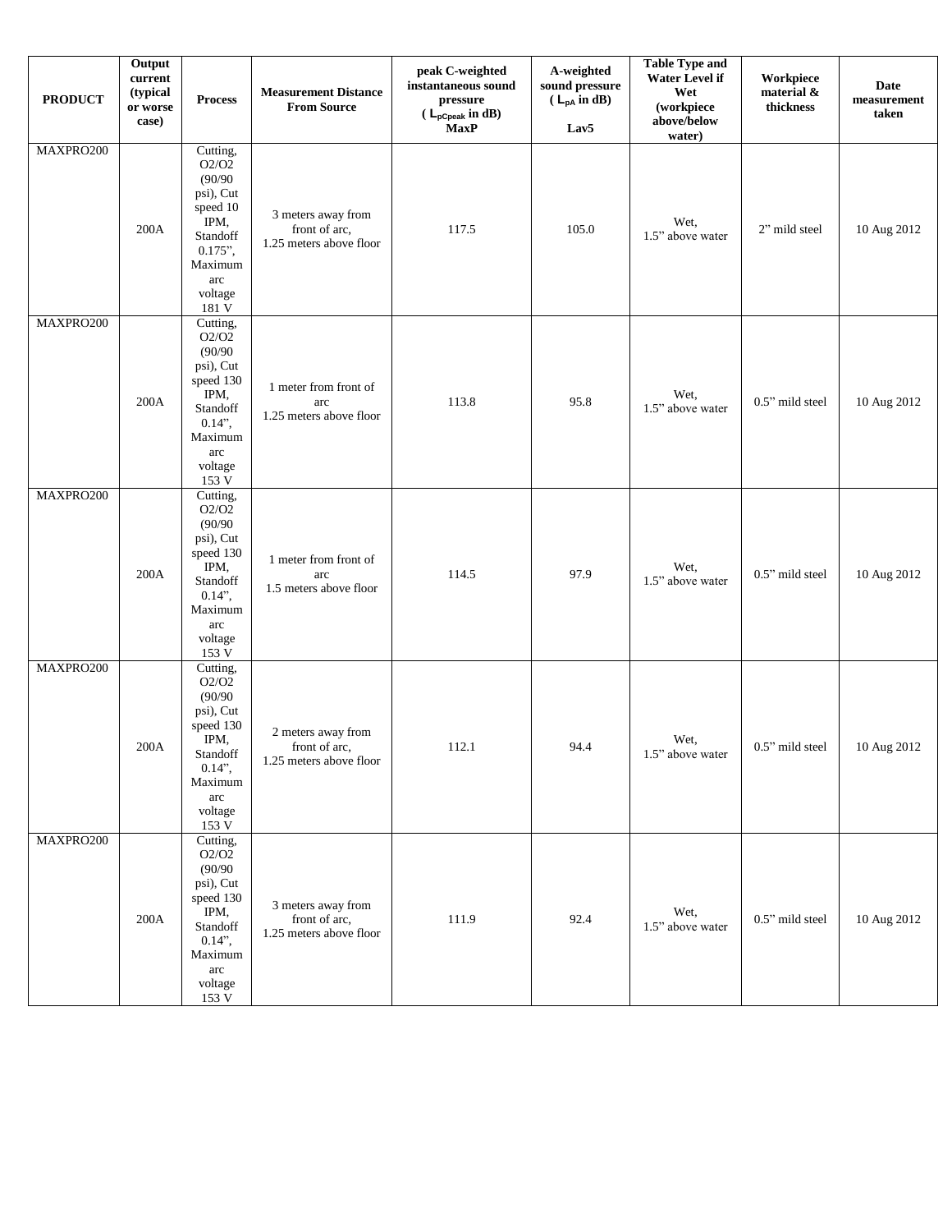| PRODUCT | Output current (typical or worse case) | Process | Measurement Distance From Source | peak C-weighted instantaneous sound pressure ( $L_{pCpeak}$ in dB) MaxP | A-weighted sound pressure ( $L_{pA}$ in dB) Lav5 | Table Type and Water Level if Wet (workpiece above/below water) | Workpiece material & thickness | Date measurement taken |
|---|---|---|---|---|---|---|---|---|
| MAXPRO200 | 200A | Cutting, O2/O2 (90/90 psi), Cut speed 10 IPM, Standoff 0.175", Maximum arc voltage 181 V | 3 meters away from front of arc, 1.25 meters above floor | 117.5 | 105.0 | Wet, 1.5" above water | 2" mild steel | 10 Aug 2012 |
| MAXPRO200 | 200A | Cutting, O2/O2 (90/90 psi), Cut speed 130 IPM, Standoff 0.14", Maximum arc voltage 153 V | 1 meter from front of arc 1.25 meters above floor | 113.8 | 95.8 | Wet, 1.5" above water | 0.5" mild steel | 10 Aug 2012 |
| MAXPRO200 | 200A | Cutting, O2/O2 (90/90 psi), Cut speed 130 IPM, Standoff 0.14", Maximum arc voltage 153 V | 1 meter from front of arc 1.5 meters above floor | 114.5 | 97.9 | Wet, 1.5" above water | 0.5" mild steel | 10 Aug 2012 |
| MAXPRO200 | 200A | Cutting, O2/O2 (90/90 psi), Cut speed 130 IPM, Standoff 0.14", Maximum arc voltage 153 V | 2 meters away from front of arc, 1.25 meters above floor | 112.1 | 94.4 | Wet, 1.5" above water | 0.5" mild steel | 10 Aug 2012 |
| MAXPRO200 | 200A | Cutting, O2/O2 (90/90 psi), Cut speed 130 IPM, Standoff 0.14", Maximum arc voltage 153 V | 3 meters away from front of arc, 1.25 meters above floor | 111.9 | 92.4 | Wet, 1.5" above water | 0.5" mild steel | 10 Aug 2012 |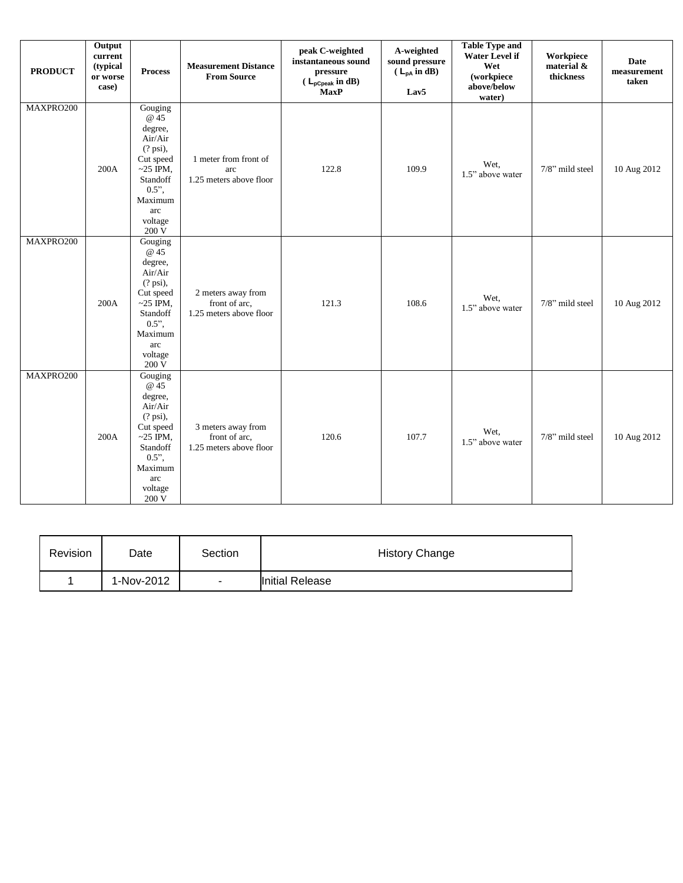| PRODUCT | Output current (typical or worse case) | Process | Measurement Distance From Source | peak C-weighted instantaneous sound pressure ( $L_{pCpeak}$ in dB) MaxP | A-weighted sound pressure ( $L_{pA}$ in dB) Lav5 | Table Type and Water Level if Wet (workpiece above/below water) | Workpiece material & thickness | Date measurement taken |
|---|---|---|---|---|---|---|---|---|
| MAXPRO200 | 200A | Gouging @ 45 degree, Air/Air (? psi), Cut speed ~25 IPM, Standoff 0.5", Maximum arc voltage 200 V | 1 meter from front of arc 1.25 meters above floor | 122.8 | 109.9 | Wet, 1.5" above water | 7/8" mild steel | 10 Aug 2012 |
| MAXPRO200 | 200A | Gouging @ 45 degree, Air/Air (? psi), Cut speed ~25 IPM, Standoff 0.5", Maximum arc voltage 200 V | 2 meters away from front of arc, 1.25 meters above floor | 121.3 | 108.6 | Wet, 1.5" above water | 7/8" mild steel | 10 Aug 2012 |
| MAXPRO200 | 200A | Gouging @ 45 degree, Air/Air (? psi), Cut speed ~25 IPM, Standoff 0.5", Maximum arc voltage 200 V | 3 meters away from front of arc, 1.25 meters above floor | 120.6 | 107.7 | Wet, 1.5" above water | 7/8" mild steel | 10 Aug 2012 |

| Revision | Date | Section | History Change |
|---|---|---|---|
| 1 | 1-Nov-2012 | - | Initial Release |